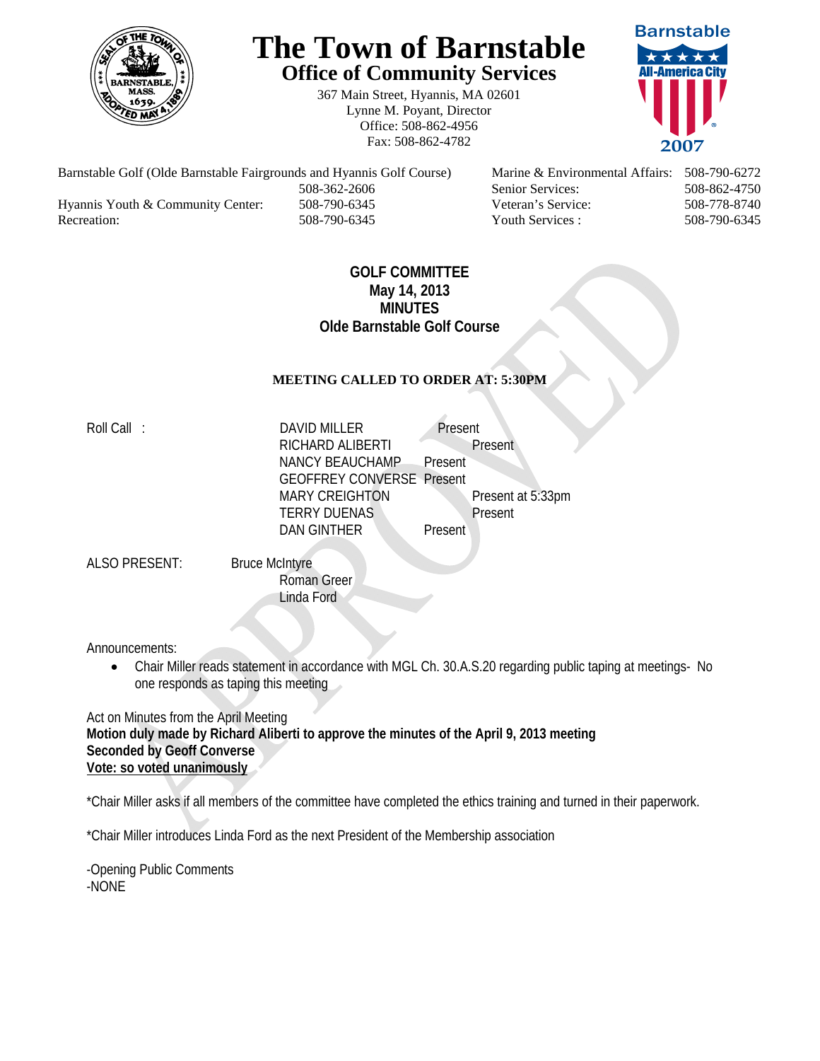# The Town of Barnstable

## Office of Community Services

367 Main Street, Hyannis, MA 02601
Lynne M. Poyant, Director
Office: 508-862-4956
Fax: 508-862-4782

Barnstable All-America City 2007

| | | | |
|---|---|---|---|
| Barnstable Golf (Olde Barnstable Fairgrounds and Hyannis Golf Course) | 508-362-2606 | Marine & Environmental Affairs: | 508-790-6272 |
| | | Senior Services: | 508-862-4750 |
| Hyannis Youth & Community Center: | 508-790-6345 | Veteran's Service: | 508-778-8740 |
| Recreation: | 508-790-6345 | Youth Services : | 508-790-6345 |

**GOLF COMMITTEE**
**May 14, 2013**
**MINUTES**
**Olde Barnstable Golf Course**

**MEETING CALLED TO ORDER AT: 5:30PM**

Roll Call :

| | |
|---|---|
| DAVID MILLER | Present |
| RICHARD ALIBERTI | Present |
| NANCY BEAUCHAMP | Present |
| GEOFFREY CONVERSE | Present |
| MARY CREIGHTON | Present at 5:33pm |
| TERRY DUENAS | Present |
| DAN GINTHER | Present |

ALSO PRESENT: Bruce McIntyre
Roman Greer
Linda Ford

Announcements:

- Chair Miller reads statement in accordance with MGL Ch. 30.A.S.20 regarding public taping at meetings- No one responds as taping this meeting

Act on Minutes from the April Meeting
**Motion duly made by Richard Aliberti to approve the minutes of the April 9, 2013 meeting**
**Seconded by Geoff Converse**
**<u>Vote: so voted unanimously</u>**

*Chair Miller asks if all members of the committee have completed the ethics training and turned in their paperwork.

*Chair Miller introduces Linda Ford as the next President of the Membership association

-Opening Public Comments
-NONE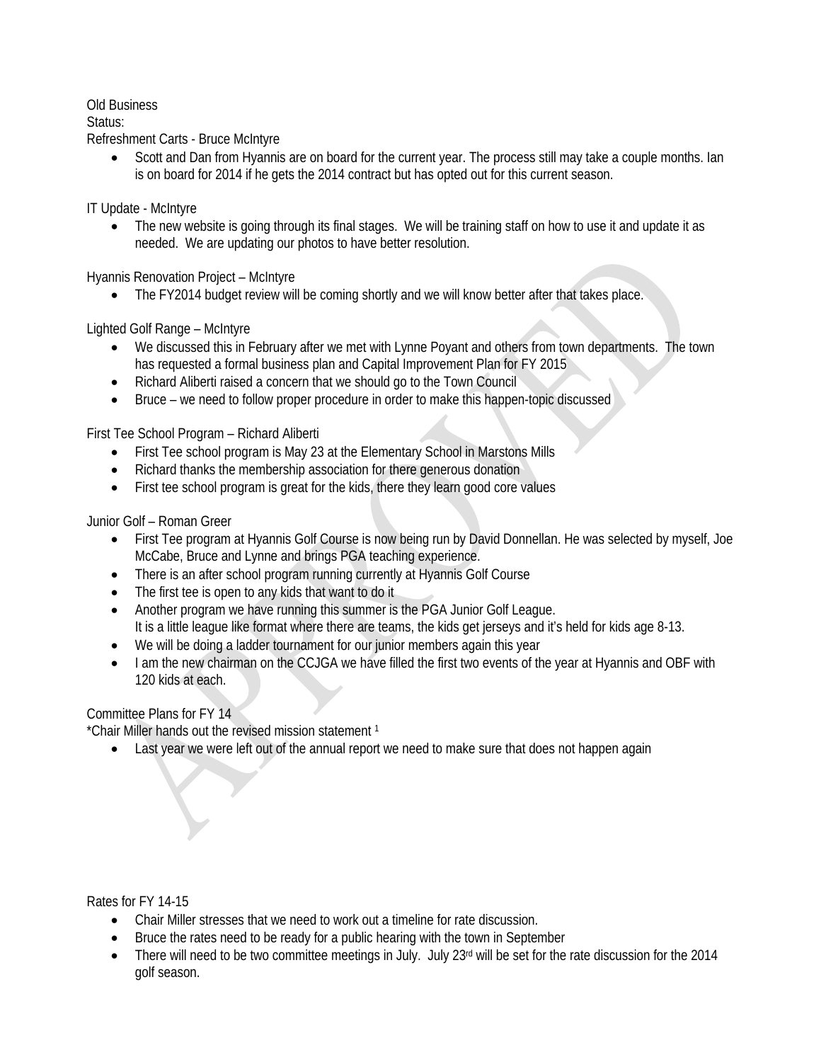Old Business

Status:

Refreshment Carts - Bruce McIntyre

- Scott and Dan from Hyannis are on board for the current year. The process still may take a couple months. Ian is on board for 2014 if he gets the 2014 contract but has opted out for this current season.

IT Update - McIntyre

- The new website is going through its final stages. We will be training staff on how to use it and update it as needed. We are updating our photos to have better resolution.

Hyannis Renovation Project – McIntyre

- The FY2014 budget review will be coming shortly and we will know better after that takes place.

Lighted Golf Range – McIntyre

- We discussed this in February after we met with Lynne Poyant and others from town departments. The town has requested a formal business plan and Capital Improvement Plan for FY 2015
- Richard Aliberti raised a concern that we should go to the Town Council
- Bruce – we need to follow proper procedure in order to make this happen-topic discussed

First Tee School Program – Richard Aliberti

- First Tee school program is May 23 at the Elementary School in Marstons Mills
- Richard thanks the membership association for there generous donation
- First tee school program is great for the kids, there they learn good core values

Junior Golf – Roman Greer

- First Tee program at Hyannis Golf Course is now being run by David Donnellan. He was selected by myself, Joe McCabe, Bruce and Lynne and brings PGA teaching experience.
- There is an after school program running currently at Hyannis Golf Course
- The first tee is open to any kids that want to do it
- Another program we have running this summer is the PGA Junior Golf League. It is a little league like format where there are teams, the kids get jerseys and it's held for kids age 8-13.
- We will be doing a ladder tournament for our junior members again this year
- I am the new chairman on the CCJGA we have filled the first two events of the year at Hyannis and OBF with 120 kids at each.

Committee Plans for FY 14

*Chair Miller hands out the revised mission statement [1]

- Last year we were left out of the annual report we need to make sure that does not happen again

Rates for FY 14-15

- Chair Miller stresses that we need to work out a timeline for rate discussion.
- Bruce the rates need to be ready for a public hearing with the town in September
- There will need to be two committee meetings in July. July 23rd will be set for the rate discussion for the 2014 golf season.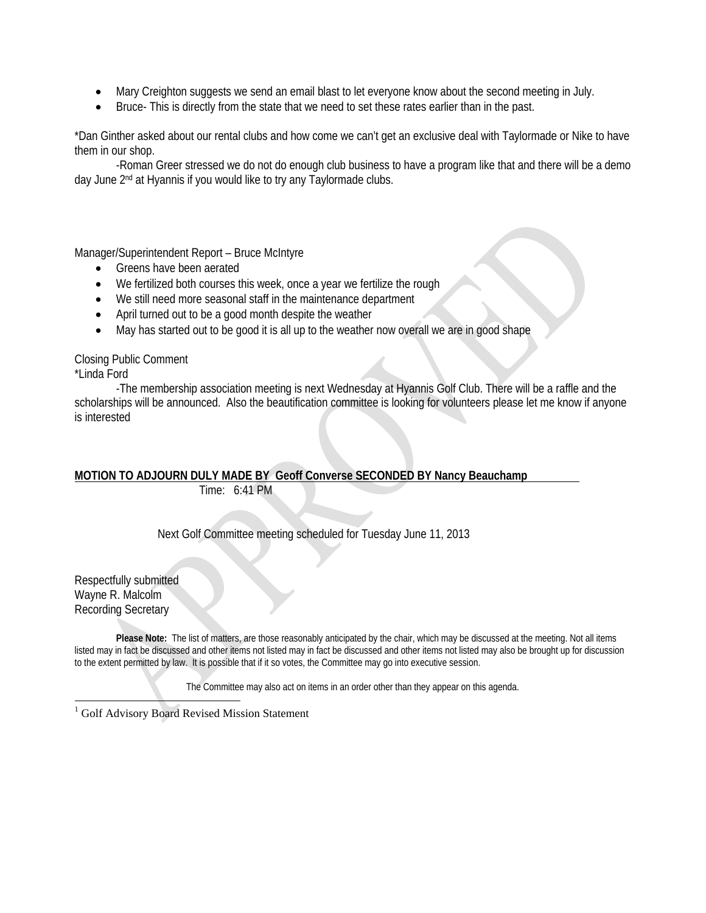- Mary Creighton suggests we send an email blast to let everyone know about the second meeting in July.
- Bruce- This is directly from the state that we need to set these rates earlier than in the past.

*Dan Ginther asked about our rental clubs and how come we can't get an exclusive deal with Taylormade or Nike to have them in our shop.

-Roman Greer stressed we do not do enough club business to have a program like that and there will be a demo day June 2nd at Hyannis if you would like to try any Taylormade clubs.

Manager/Superintendent Report – Bruce McIntyre

- Greens have been aerated
- We fertilized both courses this week, once a year we fertilize the rough
- We still need more seasonal staff in the maintenance department
- April turned out to be a good month despite the weather
- May has started out to be good it is all up to the weather now overall we are in good shape

Closing Public Comment

*Linda Ford

-The membership association meeting is next Wednesday at Hyannis Golf Club. There will be a raffle and the scholarships will be announced. Also the beautification committee is looking for volunteers please let me know if anyone is interested

**MOTION TO ADJOURN DULY MADE BY Geoff Converse SECONDED BY Nancy Beauchamp**

Time: 6:41 PM

Next Golf Committee meeting scheduled for Tuesday June 11, 2013

Respectfully submitted
Wayne R. Malcolm
Recording Secretary

**Please Note:** The list of matters, are those reasonably anticipated by the chair, which may be discussed at the meeting. Not all items listed may in fact be discussed and other items not listed may in fact be discussed and other items not listed may also be brought up for discussion to the extent permitted by law. It is possible that if it so votes, the Committee may go into executive session.

The Committee may also act on items in an order other than they appear on this agenda.

[1] Golf Advisory Board Revised Mission Statement